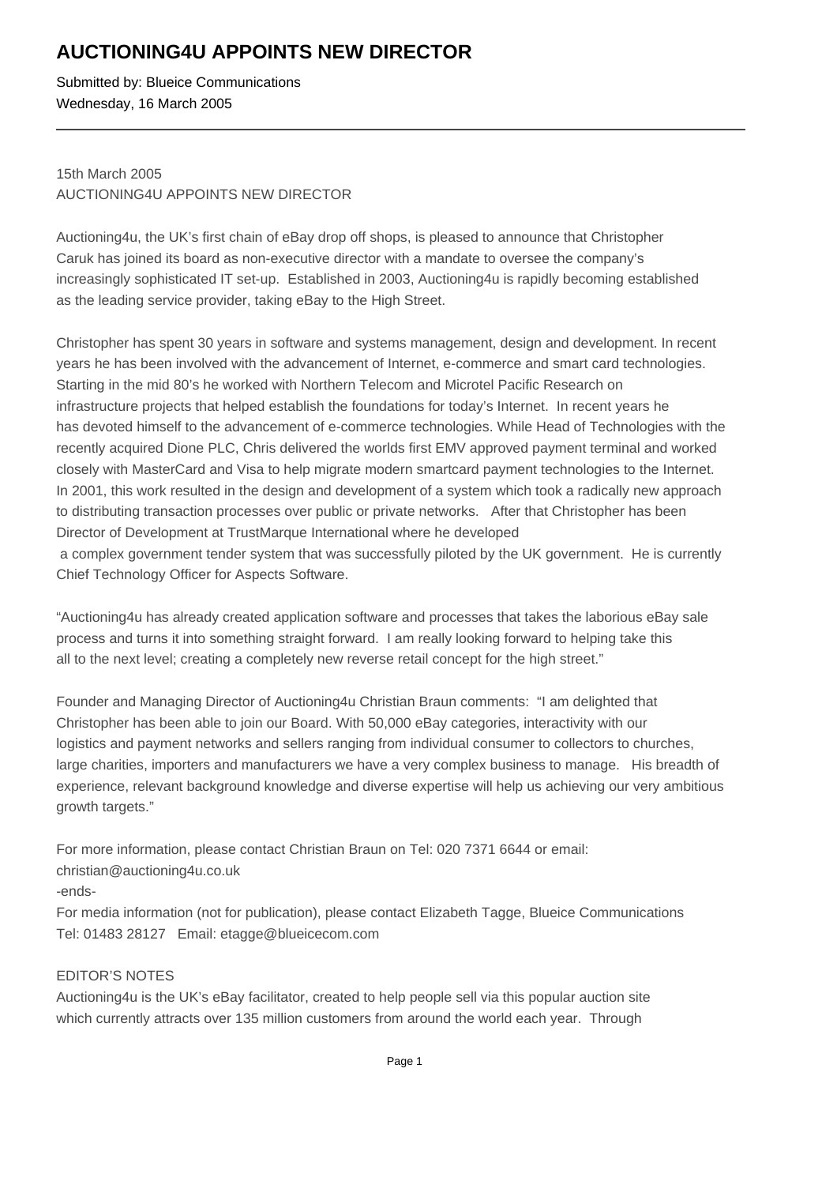# AUCTIONING4U APPOINTS NEW DIRECTOR

Submitted by: Blueice Communications
Wednesday, 16 March 2005

---

15th March 2005
AUCTIONING4U APPOINTS NEW DIRECTOR

Auctioning4u, the UK's first chain of eBay drop off shops, is pleased to announce that Christopher Caruk has joined its board as non-executive director with a mandate to oversee the company's increasingly sophisticated IT set-up. Established in 2003, Auctioning4u is rapidly becoming established as the leading service provider, taking eBay to the High Street.

Christopher has spent 30 years in software and systems management, design and development. In recent years he has been involved with the advancement of Internet, e-commerce and smart card technologies. Starting in the mid 80's he worked with Northern Telecom and Microtel Pacific Research on infrastructure projects that helped establish the foundations for today's Internet. In recent years he has devoted himself to the advancement of e-commerce technologies. While Head of Technologies with the recently acquired Dione PLC, Chris delivered the worlds first EMV approved payment terminal and worked closely with MasterCard and Visa to help migrate modern smartcard payment technologies to the Internet. In 2001, this work resulted in the design and development of a system which took a radically new approach to distributing transaction processes over public or private networks. After that Christopher has been Director of Development at TrustMarque International where he developed a complex government tender system that was successfully piloted by the UK government. He is currently Chief Technology Officer for Aspects Software.

"Auctioning4u has already created application software and processes that takes the laborious eBay sale process and turns it into something straight forward. I am really looking forward to helping take this all to the next level; creating a completely new reverse retail concept for the high street."

Founder and Managing Director of Auctioning4u Christian Braun comments: "I am delighted that Christopher has been able to join our Board. With 50,000 eBay categories, interactivity with our logistics and payment networks and sellers ranging from individual consumer to collectors to churches, large charities, importers and manufacturers we have a very complex business to manage. His breadth of experience, relevant background knowledge and diverse expertise will help us achieving our very ambitious growth targets."

For more information, please contact Christian Braun on Tel: 020 7371 6644 or email: christian@auctioning4u.co.uk

-ends-

For media information (not for publication), please contact Elizabeth Tagge, Blueice Communications Tel: 01483 28127 Email: etagge@blueicecom.com

EDITOR'S NOTES

Auctioning4u is the UK's eBay facilitator, created to help people sell via this popular auction site which currently attracts over 135 million customers from around the world each year. Through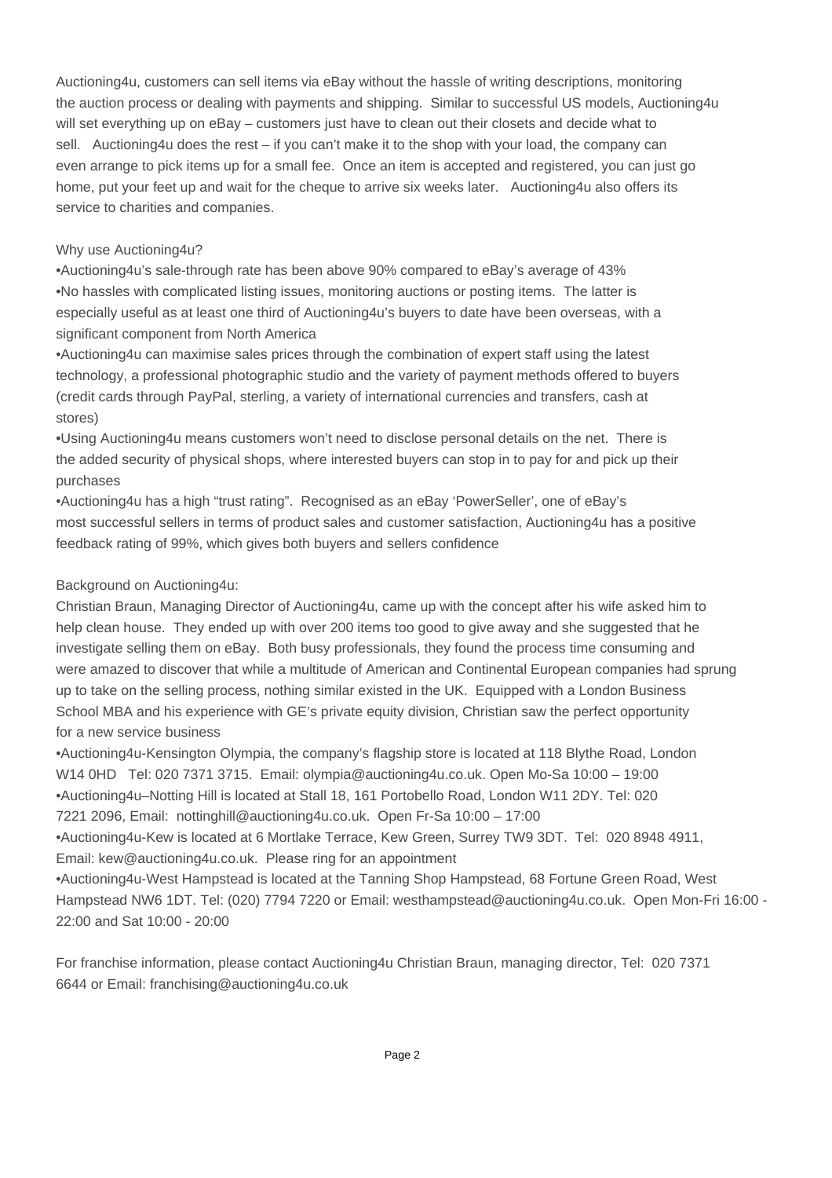Auctioning4u, customers can sell items via eBay without the hassle of writing descriptions, monitoring the auction process or dealing with payments and shipping. Similar to successful US models, Auctioning4u will set everything up on eBay – customers just have to clean out their closets and decide what to sell. Auctioning4u does the rest – if you can't make it to the shop with your load, the company can even arrange to pick items up for a small fee. Once an item is accepted and registered, you can just go home, put your feet up and wait for the cheque to arrive six weeks later. Auctioning4u also offers its service to charities and companies.

Why use Auctioning4u?

- Auctioning4u's sale-through rate has been above 90% compared to eBay's average of 43%
- No hassles with complicated listing issues, monitoring auctions or posting items. The latter is especially useful as at least one third of Auctioning4u's buyers to date have been overseas, with a significant component from North America
- Auctioning4u can maximise sales prices through the combination of expert staff using the latest technology, a professional photographic studio and the variety of payment methods offered to buyers (credit cards through PayPal, sterling, a variety of international currencies and transfers, cash at stores)
- Using Auctioning4u means customers won't need to disclose personal details on the net. There is the added security of physical shops, where interested buyers can stop in to pay for and pick up their purchases
- Auctioning4u has a high "trust rating". Recognised as an eBay 'PowerSeller', one of eBay's most successful sellers in terms of product sales and customer satisfaction, Auctioning4u has a positive feedback rating of 99%, which gives both buyers and sellers confidence

Background on Auctioning4u:

Christian Braun, Managing Director of Auctioning4u, came up with the concept after his wife asked him to help clean house. They ended up with over 200 items too good to give away and she suggested that he investigate selling them on eBay. Both busy professionals, they found the process time consuming and were amazed to discover that while a multitude of American and Continental European companies had sprung up to take on the selling process, nothing similar existed in the UK. Equipped with a London Business School MBA and his experience with GE's private equity division, Christian saw the perfect opportunity for a new service business

- Auctioning4u-Kensington Olympia, the company's flagship store is located at 118 Blythe Road, London W14 0HD Tel: 020 7371 3715. Email: olympia@auctioning4u.co.uk. Open Mo-Sa 10:00 – 19:00
- Auctioning4u–Notting Hill is located at Stall 18, 161 Portobello Road, London W11 2DY. Tel: 020 7221 2096, Email: nottinghill@auctioning4u.co.uk. Open Fr-Sa 10:00 – 17:00
- Auctioning4u-Kew is located at 6 Mortlake Terrace, Kew Green, Surrey TW9 3DT. Tel: 020 8948 4911, Email: kew@auctioning4u.co.uk. Please ring for an appointment
- Auctioning4u-West Hampstead is located at the Tanning Shop Hampstead, 68 Fortune Green Road, West Hampstead NW6 1DT. Tel: (020) 7794 7220 or Email: westhampstead@auctioning4u.co.uk. Open Mon-Fri 16:00 - 22:00 and Sat 10:00 - 20:00

For franchise information, please contact Auctioning4u Christian Braun, managing director, Tel: 020 7371 6644 or Email: franchising@auctioning4u.co.uk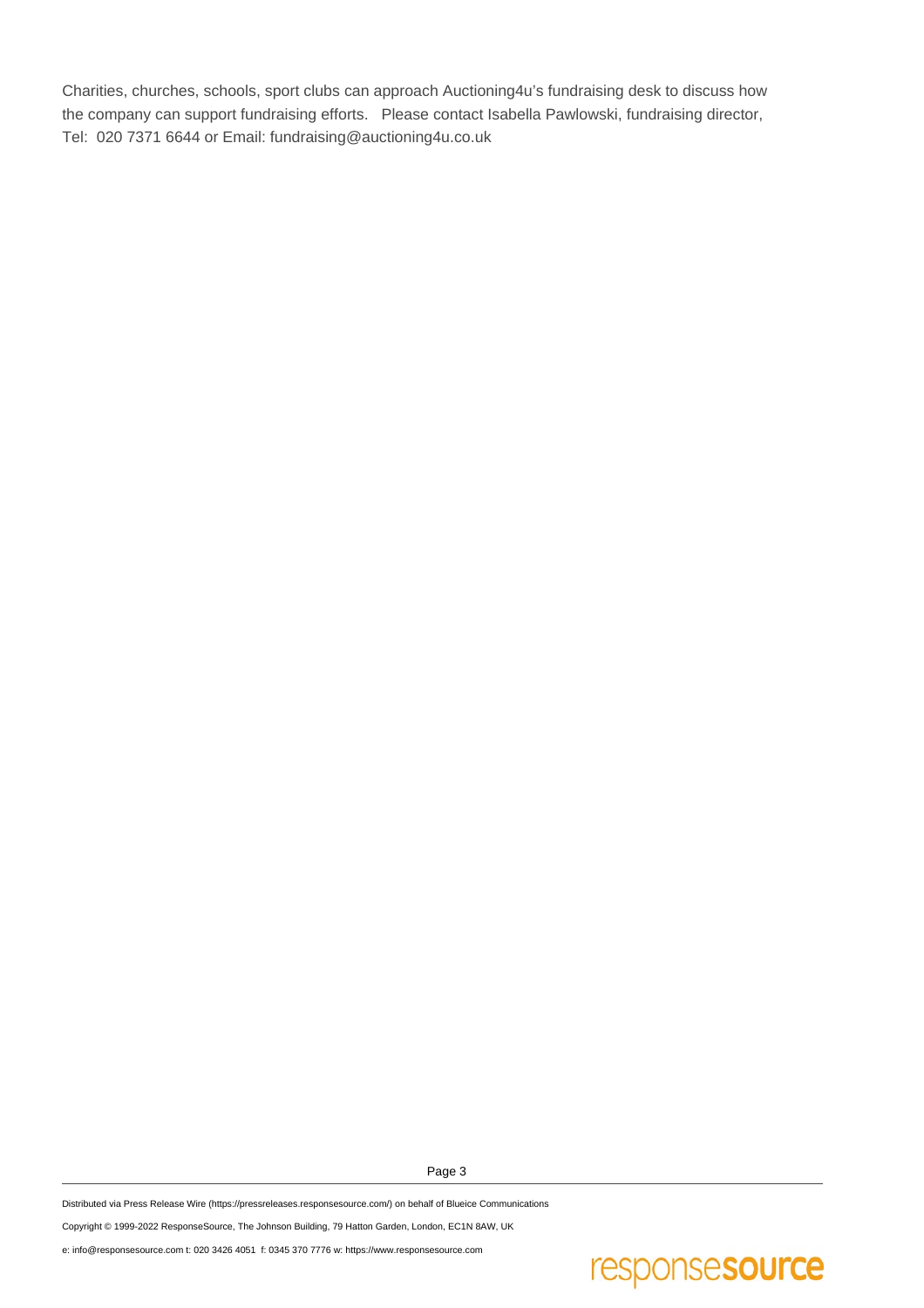Charities, churches, schools, sport clubs can approach Auctioning4u's fundraising desk to discuss how the company can support fundraising efforts. Please contact Isabella Pawlowski, fundraising director, Tel: 020 7371 6644 or Email: fundraising@auctioning4u.co.uk